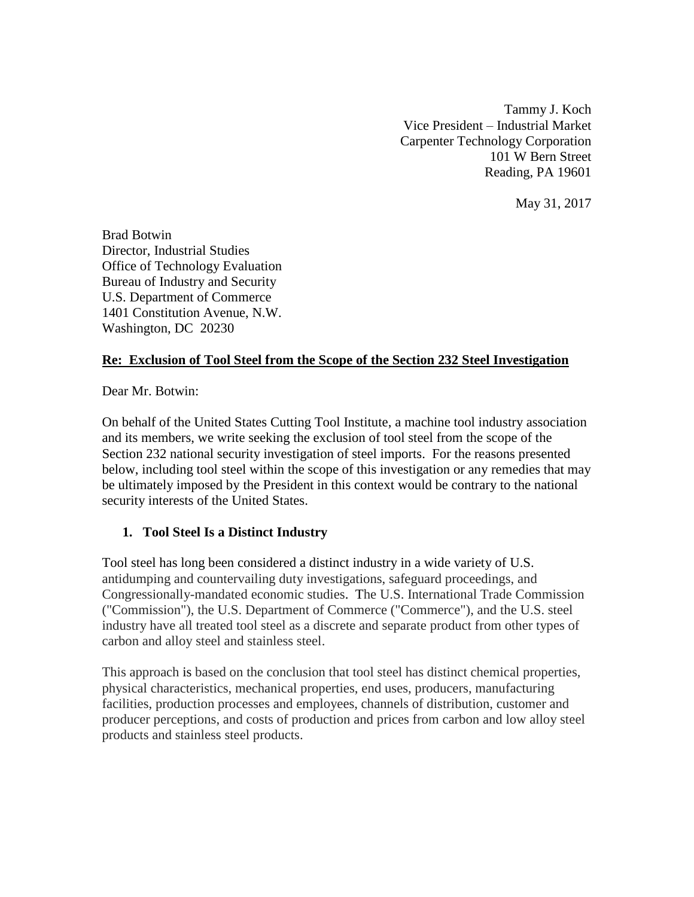Tammy J. Koch
Vice President – Industrial Market
Carpenter Technology Corporation
101 W Bern Street
Reading, PA 19601

May 31, 2017

Brad Botwin
Director, Industrial Studies
Office of Technology Evaluation
Bureau of Industry and Security
U.S. Department of Commerce
1401 Constitution Avenue, N.W.
Washington, DC 20230

**Re: Exclusion of Tool Steel from the Scope of the Section 232 Steel Investigation**

Dear Mr. Botwin:

On behalf of the United States Cutting Tool Institute, a machine tool industry association and its members, we write seeking the exclusion of tool steel from the scope of the Section 232 national security investigation of steel imports. For the reasons presented below, including tool steel within the scope of this investigation or any remedies that may be ultimately imposed by the President in this context would be contrary to the national security interests of the United States.

1. **Tool Steel Is a Distinct Industry**

Tool steel has long been considered a distinct industry in a wide variety of U.S. antidumping and countervailing duty investigations, safeguard proceedings, and Congressionally-mandated economic studies. The U.S. International Trade Commission ("Commission"), the U.S. Department of Commerce ("Commerce"), and the U.S. steel industry have all treated tool steel as a discrete and separate product from other types of carbon and alloy steel and stainless steel.

This approach is based on the conclusion that tool steel has distinct chemical properties, physical characteristics, mechanical properties, end uses, producers, manufacturing facilities, production processes and employees, channels of distribution, customer and producer perceptions, and costs of production and prices from carbon and low alloy steel products and stainless steel products.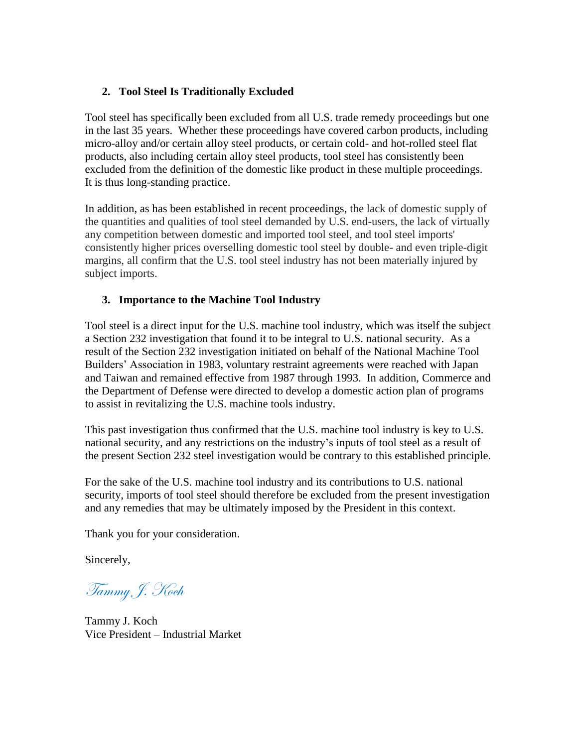### 2. Tool Steel Is Traditionally Excluded

Tool steel has specifically been excluded from all U.S. trade remedy proceedings but one in the last 35 years. Whether these proceedings have covered carbon products, including micro-alloy and/or certain alloy steel products, or certain cold- and hot-rolled steel flat products, also including certain alloy steel products, tool steel has consistently been excluded from the definition of the domestic like product in these multiple proceedings. It is thus long-standing practice.

In addition, as has been established in recent proceedings, the lack of domestic supply of the quantities and qualities of tool steel demanded by U.S. end-users, the lack of virtually any competition between domestic and imported tool steel, and tool steel imports' consistently higher prices overselling domestic tool steel by double- and even triple-digit margins, all confirm that the U.S. tool steel industry has not been materially injured by subject imports.

### 3. Importance to the Machine Tool Industry

Tool steel is a direct input for the U.S. machine tool industry, which was itself the subject a Section 232 investigation that found it to be integral to U.S. national security. As a result of the Section 232 investigation initiated on behalf of the National Machine Tool Builders' Association in 1983, voluntary restraint agreements were reached with Japan and Taiwan and remained effective from 1987 through 1993. In addition, Commerce and the Department of Defense were directed to develop a domestic action plan of programs to assist in revitalizing the U.S. machine tools industry.

This past investigation thus confirmed that the U.S. machine tool industry is key to U.S. national security, and any restrictions on the industry's inputs of tool steel as a result of the present Section 232 steel investigation would be contrary to this established principle.

For the sake of the U.S. machine tool industry and its contributions to U.S. national security, imports of tool steel should therefore be excluded from the present investigation and any remedies that may be ultimately imposed by the President in this context.

Thank you for your consideration.

Sincerely,

*Tammy J. Koch*

Tammy J. Koch
Vice President – Industrial Market